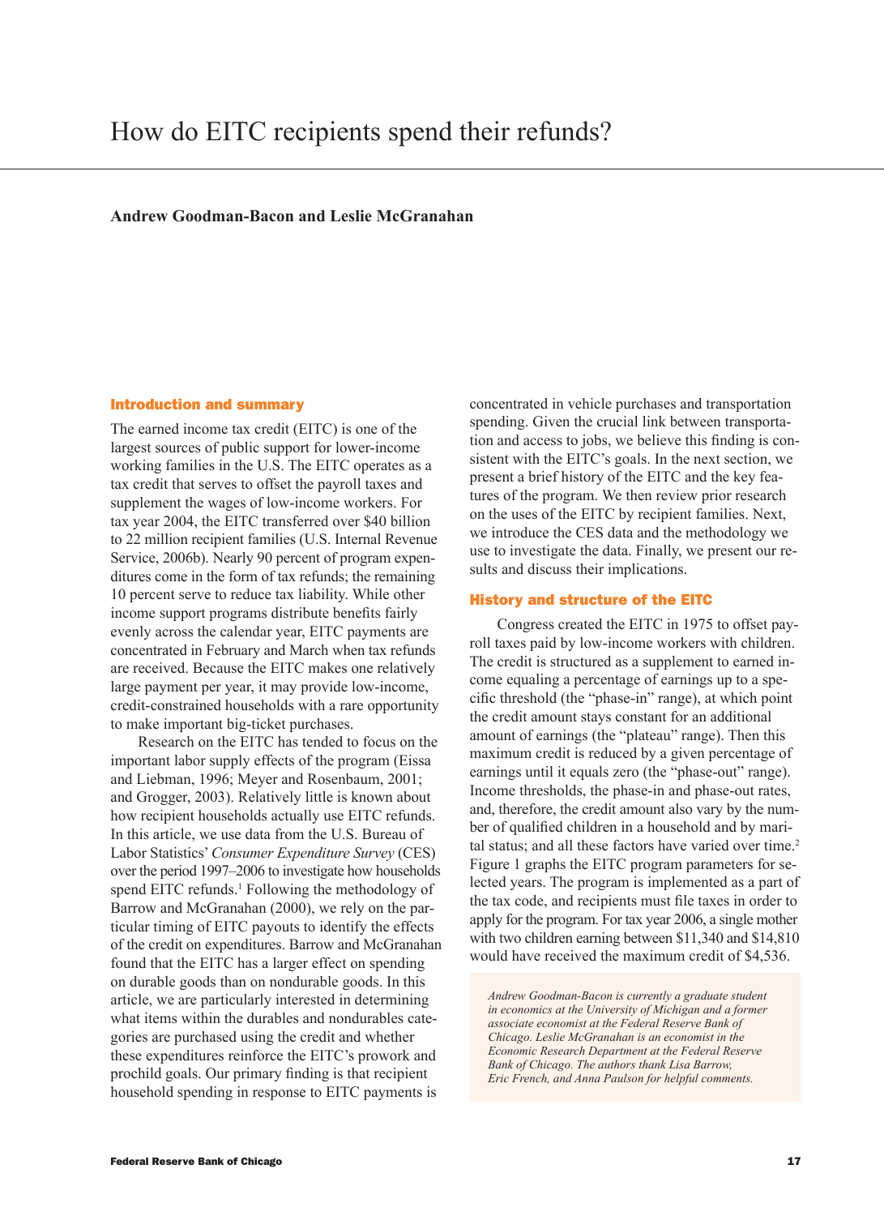# How do EITC recipients spend their refunds?

**Andrew Goodman-Bacon and Leslie McGranahan**

## Introduction and summary

The earned income tax credit (EITC) is one of the largest sources of public support for lower-income working families in the U.S. The EITC operates as a tax credit that serves to offset the payroll taxes and supplement the wages of low-income workers. For tax year 2004, the EITC transferred over $40 billion to 22 million recipient families (U.S. Internal Revenue Service, 2006b). Nearly 90 percent of program expenditures come in the form of tax refunds; the remaining 10 percent serve to reduce tax liability. While other income support programs distribute benefits fairly evenly across the calendar year, EITC payments are concentrated in February and March when tax refunds are received. Because the EITC makes one relatively large payment per year, it may provide low-income, credit-constrained households with a rare opportunity to make important big-ticket purchases.

Research on the EITC has tended to focus on the important labor supply effects of the program (Eissa and Liebman, 1996; Meyer and Rosenbaum, 2001; and Grogger, 2003). Relatively little is known about how recipient households actually use EITC refunds. In this article, we use data from the U.S. Bureau of Labor Statistics' *Consumer Expenditure Survey* (CES) over the period 1997–2006 to investigate how households spend EITC refunds.[1] Following the methodology of Barrow and McGranahan (2000), we rely on the particular timing of EITC payouts to identify the effects of the credit on expenditures. Barrow and McGranahan found that the EITC has a larger effect on spending on durable goods than on nondurable goods. In this article, we are particularly interested in determining what items within the durables and nondurables categories are purchased using the credit and whether these expenditures reinforce the EITC's prowork and prochild goals. Our primary finding is that recipient household spending in response to EITC payments is concentrated in vehicle purchases and transportation spending. Given the crucial link between transportation and access to jobs, we believe this finding is consistent with the EITC's goals. In the next section, we present a brief history of the EITC and the key features of the program. We then review prior research on the uses of the EITC by recipient families. Next, we introduce the CES data and the methodology we use to investigate the data. Finally, we present our results and discuss their implications.

## History and structure of the EITC

Congress created the EITC in 1975 to offset payroll taxes paid by low-income workers with children. The credit is structured as a supplement to earned income equaling a percentage of earnings up to a specific threshold (the "phase-in" range), at which point the credit amount stays constant for an additional amount of earnings (the "plateau" range). Then this maximum credit is reduced by a given percentage of earnings until it equals zero (the "phase-out" range). Income thresholds, the phase-in and phase-out rates, and, therefore, the credit amount also vary by the number of qualified children in a household and by marital status; and all these factors have varied over time.[2] Figure 1 graphs the EITC program parameters for selected years. The program is implemented as a part of the tax code, and recipients must file taxes in order to apply for the program. For tax year 2006, a single mother with two children earning between $11,340 and $14,810 would have received the maximum credit of $4,536.

*Andrew Goodman-Bacon is currently a graduate student in economics at the University of Michigan and a former associate economist at the Federal Reserve Bank of Chicago. Leslie McGranahan is an economist in the Economic Research Department at the Federal Reserve Bank of Chicago. The authors thank Lisa Barrow, Eric French, and Anna Paulson for helpful comments.*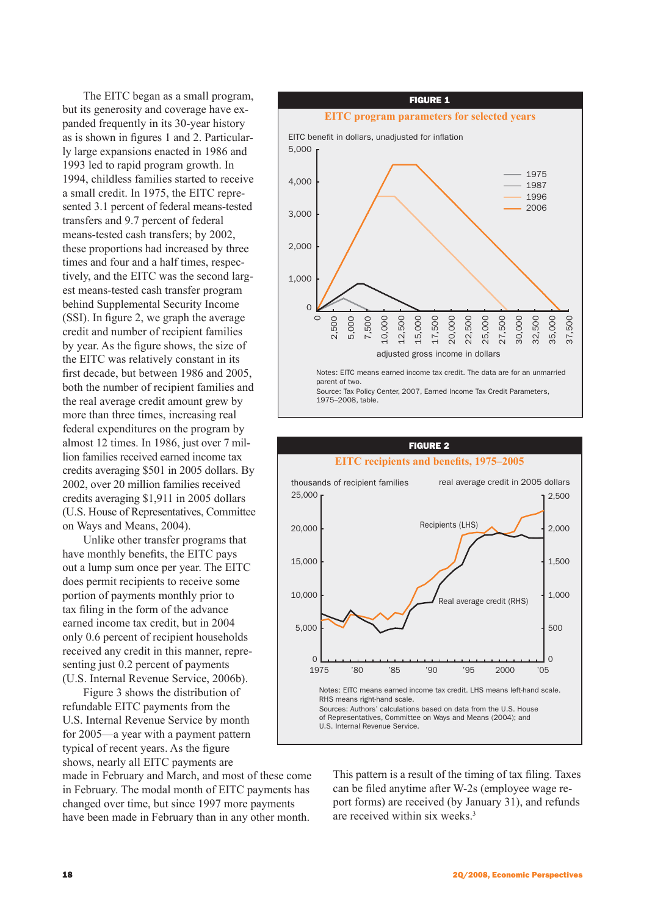The EITC began as a small program, but its generosity and coverage have expanded frequently in its 30-year history as is shown in figures 1 and 2. Particularly large expansions enacted in 1986 and 1993 led to rapid program growth. In 1994, childless families started to receive a small credit. In 1975, the EITC represented 3.1 percent of federal means-tested transfers and 9.7 percent of federal means-tested cash transfers; by 2002, these proportions had increased by three times and four and a half times, respectively, and the EITC was the second largest means-tested cash transfer program behind Supplemental Security Income (SSI). In figure 2, we graph the average credit and number of recipient families by year. As the figure shows, the size of the EITC was relatively constant in its first decade, but between 1986 and 2005, both the number of recipient families and the real average credit amount grew by more than three times, increasing real federal expenditures on the program by almost 12 times. In 1986, just over 7 million families received earned income tax credits averaging $501 in 2005 dollars. By 2002, over 20 million families received credits averaging $1,911 in 2005 dollars (U.S. House of Representatives, Committee on Ways and Means, 2004).

Unlike other transfer programs that have monthly benefits, the EITC pays out a lump sum once per year. The EITC does permit recipients to receive some portion of payments monthly prior to tax filing in the form of the advance earned income tax credit, but in 2004 only 0.6 percent of recipient households received any credit in this manner, representing just 0.2 percent of payments (U.S. Internal Revenue Service, 2006b).

Figure 3 shows the distribution of refundable EITC payments from the U.S. Internal Revenue Service by month for 2005—a year with a payment pattern typical of recent years. As the figure shows, nearly all EITC payments are made in February and March, and most of these come in February. The modal month of EITC payments has changed over time, but since 1997 more payments have been made in February than in any other month.

This pattern is a result of the timing of tax filing. Taxes can be filed anytime after W-2s (employee wage report forms) are received (by January 31), and refunds are received within six weeks.[3]

**FIGURE 1**

**EITC program parameters for selected years**

Notes: EITC means earned income tax credit. The data are for an unmarried parent of two.
Source: Tax Policy Center, 2007, Earned Income Tax Credit Parameters, 1975–2008, table.

**FIGURE 2**

**EITC recipients and benefits, 1975–2005**

Notes: EITC means earned income tax credit. LHS means left-hand scale. RHS means right-hand scale.
Sources: Authors' calculations based on data from the U.S. House of Representatives, Committee on Ways and Means (2004); and U.S. Internal Revenue Service.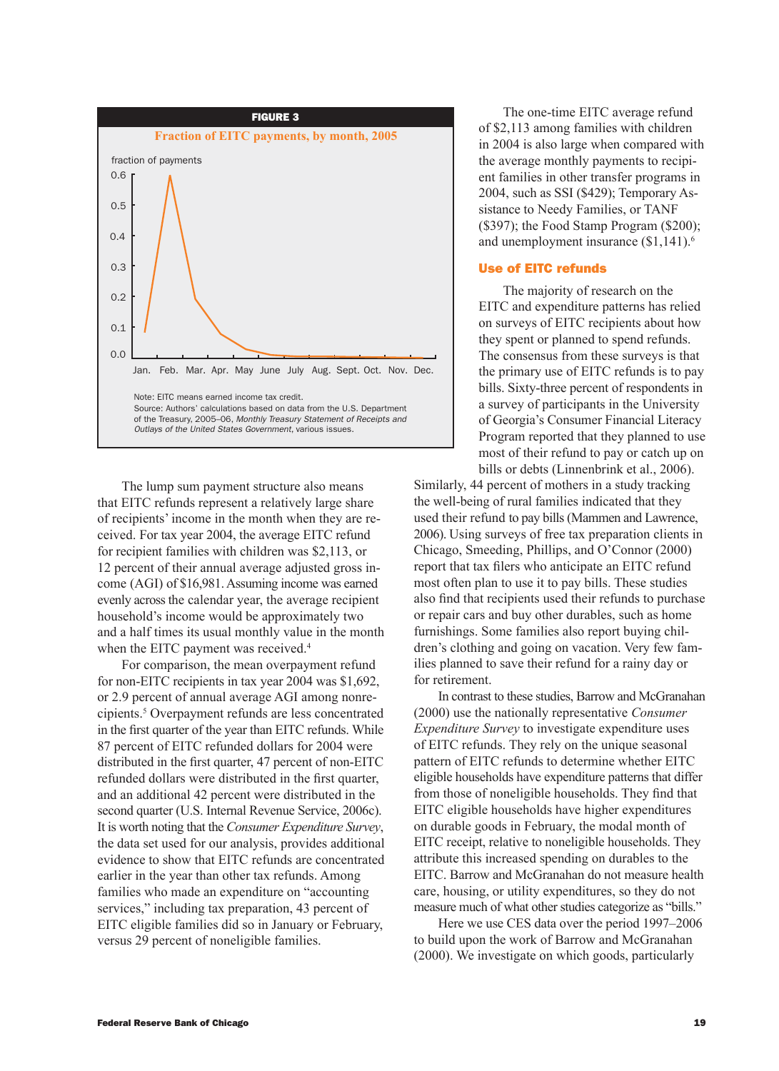**FIGURE 3**

**Fraction of EITC payments, by month, 2005**

Note: EITC means earned income tax credit.
Source: Authors' calculations based on data from the U.S. Department of the Treasury, 2005–06, *Monthly Treasury Statement of Receipts and Outlays of the United States Government*, various issues.

The lump sum payment structure also means that EITC refunds represent a relatively large share of recipients' income in the month when they are received. For tax year 2004, the average EITC refund for recipient families with children was $2,113, or 12 percent of their annual average adjusted gross income (AGI) of $16,981. Assuming income was earned evenly across the calendar year, the average recipient household's income would be approximately two and a half times its usual monthly value in the month when the EITC payment was received.[4]

For comparison, the mean overpayment refund for non-EITC recipients in tax year 2004 was $1,692, or 2.9 percent of annual average AGI among nonrecipients.[5] Overpayment refunds are less concentrated in the first quarter of the year than EITC refunds. While 87 percent of EITC refunded dollars for 2004 were distributed in the first quarter, 47 percent of non-EITC refunded dollars were distributed in the first quarter, and an additional 42 percent were distributed in the second quarter (U.S. Internal Revenue Service, 2006c). It is worth noting that the *Consumer Expenditure Survey*, the data set used for our analysis, provides additional evidence to show that EITC refunds are concentrated earlier in the year than other tax refunds. Among families who made an expenditure on "accounting services," including tax preparation, 43 percent of EITC eligible families did so in January or February, versus 29 percent of noneligible families.

The one-time EITC average refund of $2,113 among families with children in 2004 is also large when compared with the average monthly payments to recipient families in other transfer programs in 2004, such as SSI ($429); Temporary Assistance to Needy Families, or TANF ($397); the Food Stamp Program ($200); and unemployment insurance ($1,141).[6]

## Use of EITC refunds

The majority of research on the EITC and expenditure patterns has relied on surveys of EITC recipients about how they spent or planned to spend refunds. The consensus from these surveys is that the primary use of EITC refunds is to pay bills. Sixty-three percent of respondents in a survey of participants in the University of Georgia's Consumer Financial Literacy Program reported that they planned to use most of their refund to pay or catch up on bills or debts (Linnenbrink et al., 2006). Similarly, 44 percent of mothers in a study tracking the well-being of rural families indicated that they used their refund to pay bills (Mammen and Lawrence, 2006). Using surveys of free tax preparation clients in Chicago, Smeeding, Phillips, and O'Connor (2000) report that tax filers who anticipate an EITC refund most often plan to use it to pay bills. These studies also find that recipients used their refunds to purchase or repair cars and buy other durables, such as home furnishings. Some families also report buying children's clothing and going on vacation. Very few families planned to save their refund for a rainy day or for retirement.

In contrast to these studies, Barrow and McGranahan (2000) use the nationally representative *Consumer Expenditure Survey* to investigate expenditure uses of EITC refunds. They rely on the unique seasonal pattern of EITC refunds to determine whether EITC eligible households have expenditure patterns that differ from those of noneligible households. They find that EITC eligible households have higher expenditures on durable goods in February, the modal month of EITC receipt, relative to noneligible households. They attribute this increased spending on durables to the EITC. Barrow and McGranahan do not measure health care, housing, or utility expenditures, so they do not measure much of what other studies categorize as "bills."

Here we use CES data over the period 1997–2006 to build upon the work of Barrow and McGranahan (2000). We investigate on which goods, particularly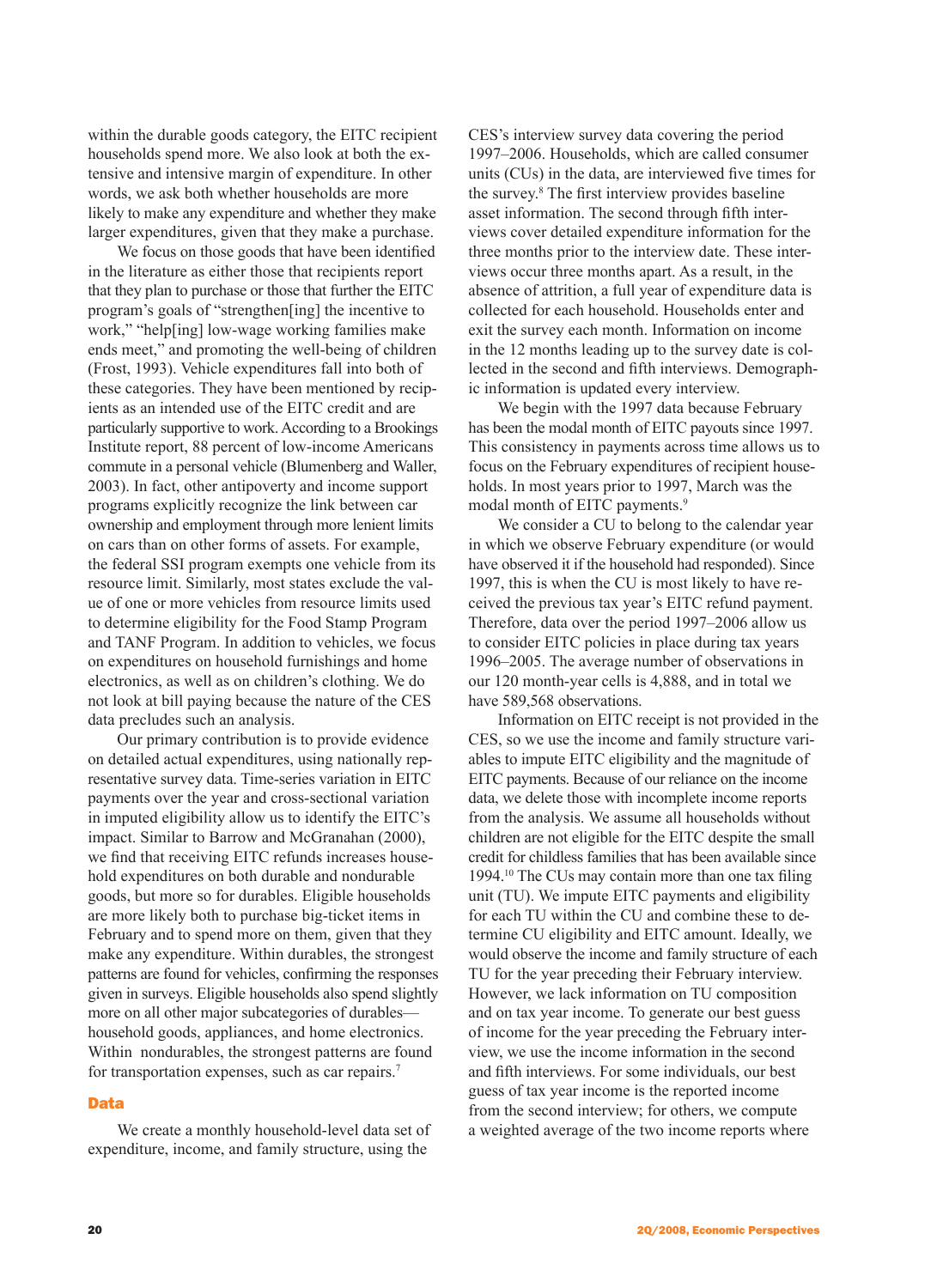within the durable goods category, the EITC recipient households spend more. We also look at both the extensive and intensive margin of expenditure. In other words, we ask both whether households are more likely to make any expenditure and whether they make larger expenditures, given that they make a purchase.

We focus on those goods that have been identified in the literature as either those that recipients report that they plan to purchase or those that further the EITC program's goals of "strengthen[ing] the incentive to work," "help[ing] low-wage working families make ends meet," and promoting the well-being of children (Frost, 1993). Vehicle expenditures fall into both of these categories. They have been mentioned by recipients as an intended use of the EITC credit and are particularly supportive to work. According to a Brookings Institute report, 88 percent of low-income Americans commute in a personal vehicle (Blumenberg and Waller, 2003). In fact, other antipoverty and income support programs explicitly recognize the link between car ownership and employment through more lenient limits on cars than on other forms of assets. For example, the federal SSI program exempts one vehicle from its resource limit. Similarly, most states exclude the value of one or more vehicles from resource limits used to determine eligibility for the Food Stamp Program and TANF Program. In addition to vehicles, we focus on expenditures on household furnishings and home electronics, as well as on children's clothing. We do not look at bill paying because the nature of the CES data precludes such an analysis.

Our primary contribution is to provide evidence on detailed actual expenditures, using nationally representative survey data. Time-series variation in EITC payments over the year and cross-sectional variation in imputed eligibility allow us to identify the EITC's impact. Similar to Barrow and McGranahan (2000), we find that receiving EITC refunds increases household expenditures on both durable and nondurable goods, but more so for durables. Eligible households are more likely both to purchase big-ticket items in February and to spend more on them, given that they make any expenditure. Within durables, the strongest patterns are found for vehicles, confirming the responses given in surveys. Eligible households also spend slightly more on all other major subcategories of durables—household goods, appliances, and home electronics. Within nondurables, the strongest patterns are found for transportation expenses, such as car repairs.[7]

## Data

We create a monthly household-level data set of expenditure, income, and family structure, using the CES's interview survey data covering the period 1997–2006. Households, which are called consumer units (CUs) in the data, are interviewed five times for the survey.[8] The first interview provides baseline asset information. The second through fifth interviews cover detailed expenditure information for the three months prior to the interview date. These interviews occur three months apart. As a result, in the absence of attrition, a full year of expenditure data is collected for each household. Households enter and exit the survey each month. Information on income in the 12 months leading up to the survey date is collected in the second and fifth interviews. Demographic information is updated every interview.

We begin with the 1997 data because February has been the modal month of EITC payouts since 1997. This consistency in payments across time allows us to focus on the February expenditures of recipient households. In most years prior to 1997, March was the modal month of EITC payments.[9]

We consider a CU to belong to the calendar year in which we observe February expenditure (or would have observed it if the household had responded). Since 1997, this is when the CU is most likely to have received the previous tax year's EITC refund payment. Therefore, data over the period 1997–2006 allow us to consider EITC policies in place during tax years 1996–2005. The average number of observations in our 120 month-year cells is 4,888, and in total we have 589,568 observations.

Information on EITC receipt is not provided in the CES, so we use the income and family structure variables to impute EITC eligibility and the magnitude of EITC payments. Because of our reliance on the income data, we delete those with incomplete income reports from the analysis. We assume all households without children are not eligible for the EITC despite the small credit for childless families that has been available since 1994.[10] The CUs may contain more than one tax filing unit (TU). We impute EITC payments and eligibility for each TU within the CU and combine these to determine CU eligibility and EITC amount. Ideally, we would observe the income and family structure of each TU for the year preceding their February interview. However, we lack information on TU composition and on tax year income. To generate our best guess of income for the year preceding the February interview, we use the income information in the second and fifth interviews. For some individuals, our best guess of tax year income is the reported income from the second interview; for others, we compute a weighted average of the two income reports where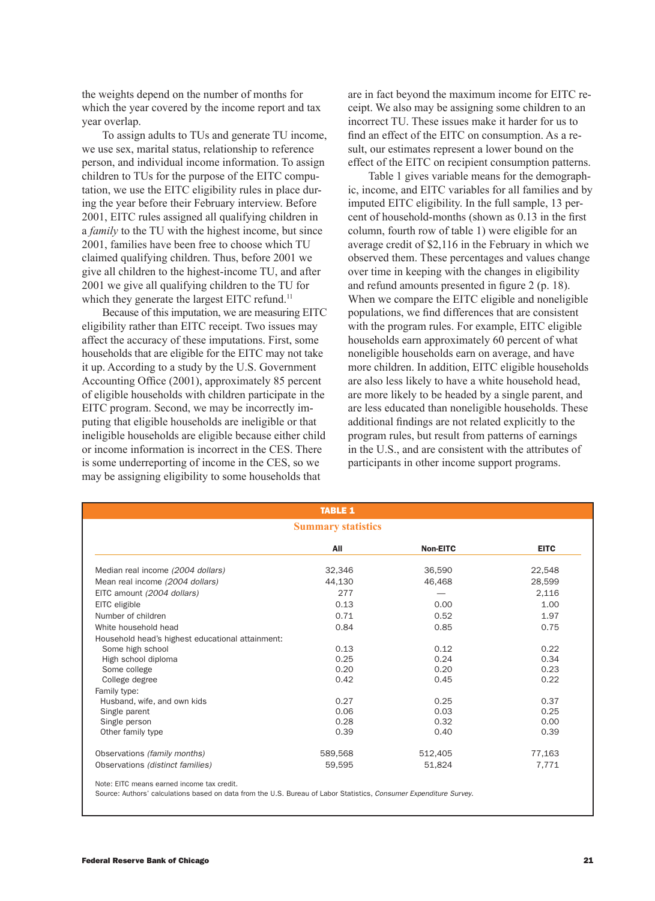the weights depend on the number of months for which the year covered by the income report and tax year overlap.

To assign adults to TUs and generate TU income, we use sex, marital status, relationship to reference person, and individual income information. To assign children to TUs for the purpose of the EITC computation, we use the EITC eligibility rules in place during the year before their February interview. Before 2001, EITC rules assigned all qualifying children in a *family* to the TU with the highest income, but since 2001, families have been free to choose which TU claimed qualifying children. Thus, before 2001 we give all children to the highest-income TU, and after 2001 we give all qualifying children to the TU for which they generate the largest EITC refund.[11]

Because of this imputation, we are measuring EITC eligibility rather than EITC receipt. Two issues may affect the accuracy of these imputations. First, some households that are eligible for the EITC may not take it up. According to a study by the U.S. Government Accounting Office (2001), approximately 85 percent of eligible households with children participate in the EITC program. Second, we may be incorrectly imputing that eligible households are ineligible or that ineligible households are eligible because either child or income information is incorrect in the CES. There is some underreporting of income in the CES, so we may be assigning eligibility to some households that are in fact beyond the maximum income for EITC receipt. We also may be assigning some children to an incorrect TU. These issues make it harder for us to find an effect of the EITC on consumption. As a result, our estimates represent a lower bound on the effect of the EITC on recipient consumption patterns.

Table 1 gives variable means for the demographic, income, and EITC variables for all families and by imputed EITC eligibility. In the full sample, 13 percent of household-months (shown as 0.13 in the first column, fourth row of table 1) were eligible for an average credit of $2,116 in the February in which we observed them. These percentages and values change over time in keeping with the changes in eligibility and refund amounts presented in figure 2 (p. 18). When we compare the EITC eligible and noneligible populations, we find differences that are consistent with the program rules. For example, EITC eligible households earn approximately 60 percent of what noneligible households earn on average, and have more children. In addition, EITC eligible households are also less likely to have a white household head, are more likely to be headed by a single parent, and are less educated than noneligible households. These additional findings are not related explicitly to the program rules, but result from patterns of earnings in the U.S., and are consistent with the attributes of participants in other income support programs.

**TABLE 1**

**Summary statistics**

| | All | Non-EITC | EITC |
|---|---|---|---|
| Median real income *(2004 dollars)* | 32,346 | 36,590 | 22,548 |
| Mean real income *(2004 dollars)* | 44,130 | 46,468 | 28,599 |
| EITC amount *(2004 dollars)* | 277 | — | 2,116 |
| EITC eligible | 0.13 | 0.00 | 1.00 |
| Number of children | 0.71 | 0.52 | 1.97 |
| White household head | 0.84 | 0.85 | 0.75 |
| Household head's highest educational attainment: | | | |
| Some high school | 0.13 | 0.12 | 0.22 |
| High school diploma | 0.25 | 0.24 | 0.34 |
| Some college | 0.20 | 0.20 | 0.23 |
| College degree | 0.42 | 0.45 | 0.22 |
| Family type: | | | |
| Husband, wife, and own kids | 0.27 | 0.25 | 0.37 |
| Single parent | 0.06 | 0.03 | 0.25 |
| Single person | 0.28 | 0.32 | 0.00 |
| Other family type | 0.39 | 0.40 | 0.39 |
| Observations *(family months)* | 589,568 | 512,405 | 77,163 |
| Observations *(distinct families)* | 59,595 | 51,824 | 7,771 |

Note: EITC means earned income tax credit.
Source: Authors' calculations based on data from the U.S. Bureau of Labor Statistics, *Consumer Expenditure Survey*.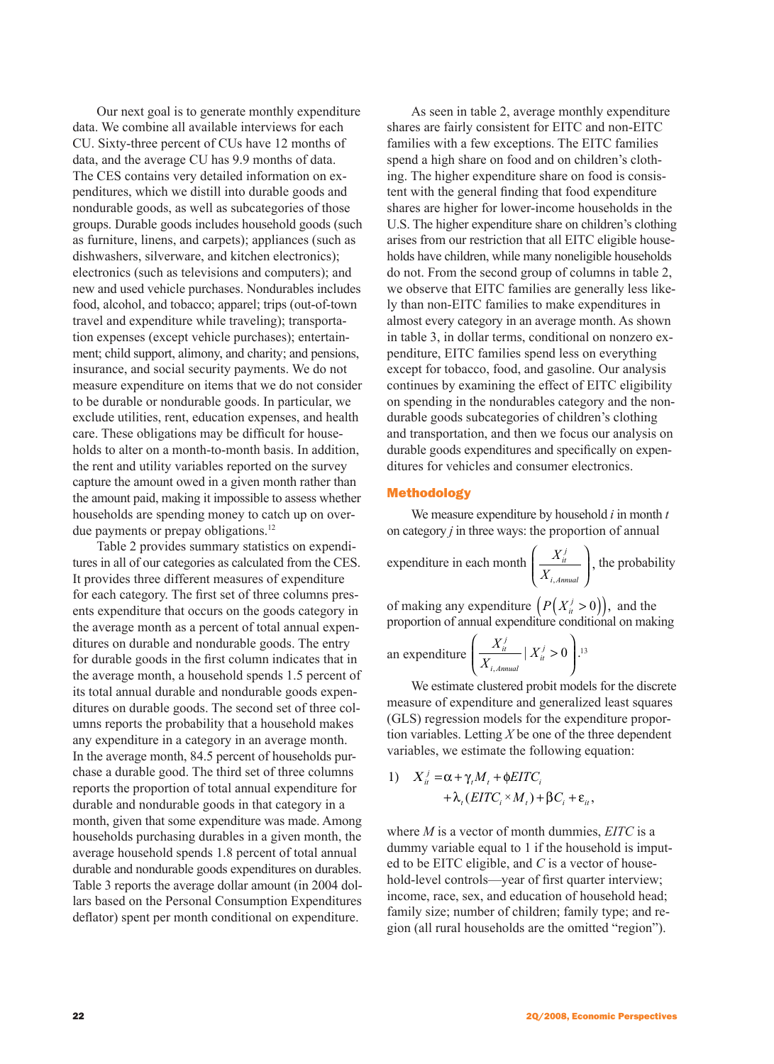Our next goal is to generate monthly expenditure data. We combine all available interviews for each CU. Sixty-three percent of CUs have 12 months of data, and the average CU has 9.9 months of data. The CES contains very detailed information on expenditures, which we distill into durable goods and nondurable goods, as well as subcategories of those groups. Durable goods includes household goods (such as furniture, linens, and carpets); appliances (such as dishwashers, silverware, and kitchen electronics); electronics (such as televisions and computers); and new and used vehicle purchases. Nondurables includes food, alcohol, and tobacco; apparel; trips (out-of-town travel and expenditure while traveling); transportation expenses (except vehicle purchases); entertainment; child support, alimony, and charity; and pensions, insurance, and social security payments. We do not measure expenditure on items that we do not consider to be durable or nondurable goods. In particular, we exclude utilities, rent, education expenses, and health care. These obligations may be difficult for households to alter on a month-to-month basis. In addition, the rent and utility variables reported on the survey capture the amount owed in a given month rather than the amount paid, making it impossible to assess whether households are spending money to catch up on overdue payments or prepay obligations.[12]

Table 2 provides summary statistics on expenditures in all of our categories as calculated from the CES. It provides three different measures of expenditure for each category. The first set of three columns presents expenditure that occurs on the goods category in the average month as a percent of total annual expenditures on durable and nondurable goods. The entry for durable goods in the first column indicates that in the average month, a household spends 1.5 percent of its total annual durable and nondurable goods expenditures on durable goods. The second set of three columns reports the probability that a household makes any expenditure in a category in an average month. In the average month, 84.5 percent of households purchase a durable good. The third set of three columns reports the proportion of total annual expenditure for durable and nondurable goods in that category in a month, given that some expenditure was made. Among households purchasing durables in a given month, the average household spends 1.8 percent of total annual durable and nondurable goods expenditures on durables. Table 3 reports the average dollar amount (in 2004 dollars based on the Personal Consumption Expenditures deflator) spent per month conditional on expenditure.

As seen in table 2, average monthly expenditure shares are fairly consistent for EITC and non-EITC families with a few exceptions. The EITC families spend a high share on food and on children's clothing. The higher expenditure share on food is consistent with the general finding that food expenditure shares are higher for lower-income households in the U.S. The higher expenditure share on children's clothing arises from our restriction that all EITC eligible households have children, while many noneligible households do not. From the second group of columns in table 2, we observe that EITC families are generally less likely than non-EITC families to make expenditures in almost every category in an average month. As shown in table 3, in dollar terms, conditional on nonzero expenditure, EITC families spend less on everything except for tobacco, food, and gasoline. Our analysis continues by examining the effect of EITC eligibility on spending in the nondurables category and the nondurable goods subcategories of children's clothing and transportation, and then we focus our analysis on durable goods expenditures and specifically on expenditures for vehicles and consumer electronics.

## Methodology

We measure expenditure by household $i$ in month $t$ on category $j$ in three ways: the proportion of annual expenditure in each month $\left(\frac{X_{it}^{j}}{X_{i,Annual}}\right)$, the probability of making any expenditure $\left(P\left(X_{it}^{j}>0\right)\right)$, and the proportion of annual expenditure conditional on making an expenditure $\left(\frac{X_{it}^{j}}{X_{i,Annual}} \mid X_{it}^{j}>0\right)$.[13]

We estimate clustered probit models for the discrete measure of expenditure and generalized least squares (GLS) regression models for the expenditure proportion variables. Letting $X$ be one of the three dependent variables, we estimate the following equation:

$$1)\quad X_{it}^{j}=\alpha+\gamma_{t}M_{t}+\phi EITC_{i}+\lambda_{t}(EITC_{i}\times M_{t})+\beta C_{i}+\varepsilon_{it},$$

where $M$ is a vector of month dummies, $EITC$ is a dummy variable equal to 1 if the household is imputed to be EITC eligible, and $C$ is a vector of household-level controls—year of first quarter interview; income, race, sex, and education of household head; family size; number of children; family type; and region (all rural households are the omitted "region").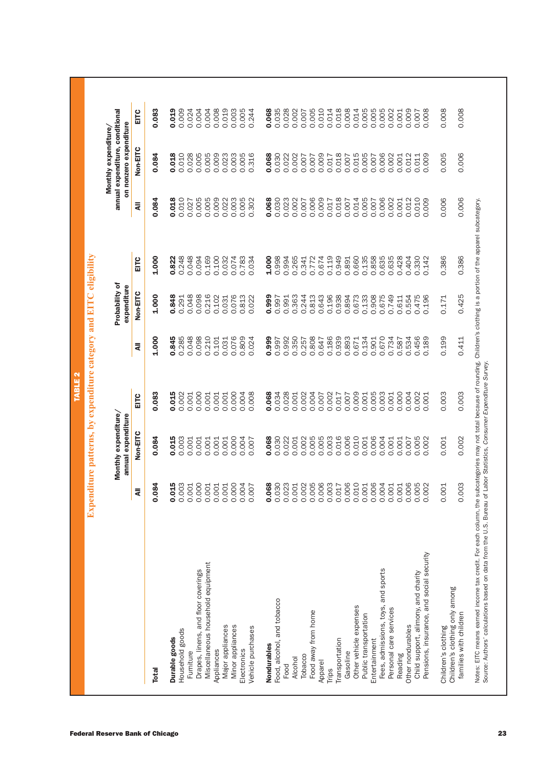**TABLE 2**

**Expenditure patterns, by expenditure category and EITC eligibility**

| | Monthly expenditure/ annual expenditure | | | Probability of expenditure | | | Monthly expenditure/ annual expenditure, conditional on nonzero expenditure | | |
|---|---|---|---|---|---|---|---|---|---|
| | All | Non-EITC | EITC | All | Non-EITC | EITC | All | Non-EITC | EITC |
| **Total** | **0.084** | **0.084** | **0.083** | **1.000** | **1.000** | **1.000** | **0.084** | **0.084** | **0.083** |
| **Durable goods** | **0.015** | **0.015** | **0.015** | **0.845** | **0.848** | **0.822** | **0.018** | **0.018** | **0.019** |
| Household goods | 0.003 | 0.003 | 0.002 | 0.285 | 0.291 | 0.248 | 0.010 | 0.010 | 0.009 |
| Furniture | 0.001 | 0.001 | 0.001 | 0.048 | 0.048 | 0.048 | 0.027 | 0.028 | 0.024 |
| Drapes, linens, and floor coverings | 0.000 | 0.001 | 0.000 | 0.098 | 0.098 | 0.094 | 0.005 | 0.005 | 0.004 |
| Miscellaneous household equipment | 0.001 | 0.001 | 0.001 | 0.210 | 0.216 | 0.169 | 0.005 | 0.005 | 0.004 |
| Appliances | 0.001 | 0.001 | 0.001 | 0.101 | 0.102 | 0.100 | 0.009 | 0.009 | 0.008 |
| Major appliances | 0.001 | 0.001 | 0.001 | 0.031 | 0.031 | 0.032 | 0.022 | 0.023 | 0.019 |
| Minor appliances | 0.000 | 0.000 | 0.000 | 0.076 | 0.076 | 0.074 | 0.003 | 0.003 | 0.003 |
| Electronics | 0.004 | 0.004 | 0.004 | 0.809 | 0.813 | 0.783 | 0.005 | 0.005 | 0.005 |
| Vehicle purchases | 0.007 | 0.007 | 0.008 | 0.024 | 0.022 | 0.034 | 0.302 | 0.316 | 0.244 |
| **Nondurables** | **0.068** | **0.068** | **0.068** | **0.999** | **0.999** | **1.000** | **0.068** | **0.068** | **0.068** |
| Food, alcohol, and tobacco | 0.030 | 0.030 | 0.034 | 0.997 | 0.997 | 0.998 | 0.030 | 0.030 | 0.035 |
| Food | 0.023 | 0.022 | 0.028 | 0.992 | 0.991 | 0.994 | 0.023 | 0.022 | 0.028 |
| Alcohol | 0.001 | 0.001 | 0.001 | 0.350 | 0.363 | 0.265 | 0.002 | 0.002 | 0.002 |
| Tobacco | 0.002 | 0.002 | 0.002 | 0.257 | 0.244 | 0.341 | 0.007 | 0.007 | 0.007 |
| Food away from home | 0.005 | 0.005 | 0.004 | 0.808 | 0.813 | 0.772 | 0.006 | 0.007 | 0.005 |
| Apparel | 0.006 | 0.005 | 0.007 | 0.647 | 0.643 | 0.674 | 0.009 | 0.009 | 0.010 |
| Trips | 0.003 | 0.003 | 0.002 | 0.186 | 0.196 | 0.119 | 0.017 | 0.017 | 0.014 |
| Transportation | 0.017 | 0.016 | 0.017 | 0.939 | 0.938 | 0.949 | 0.018 | 0.018 | 0.018 |
| Gasoline | 0.006 | 0.006 | 0.007 | 0.893 | 0.894 | 0.891 | 0.007 | 0.007 | 0.008 |
| Other vehicle expenses | 0.010 | 0.010 | 0.009 | 0.671 | 0.673 | 0.660 | 0.014 | 0.015 | 0.014 |
| Public transportation | 0.001 | 0.001 | 0.001 | 0.134 | 0.133 | 0.135 | 0.005 | 0.005 | 0.005 |
| Entertainment | 0.006 | 0.006 | 0.005 | 0.901 | 0.908 | 0.858 | 0.007 | 0.007 | 0.005 |
| Fees, admissions, toys, and sports | 0.004 | 0.004 | 0.003 | 0.670 | 0.675 | 0.635 | 0.006 | 0.006 | 0.005 |
| Personal care services | 0.001 | 0.001 | 0.001 | 0.734 | 0.749 | 0.635 | 0.002 | 0.002 | 0.002 |
| Reading | 0.001 | 0.001 | 0.000 | 0.587 | 0.611 | 0.428 | 0.001 | 0.001 | 0.001 |
| Other nondurables | 0.006 | 0.007 | 0.004 | 0.534 | 0.554 | 0.404 | 0.012 | 0.012 | 0.009 |
| Child support, alimony, and charity | 0.005 | 0.005 | 0.002 | 0.456 | 0.475 | 0.330 | 0.010 | 0.011 | 0.007 |
| Pensions, insurance, and social security | 0.002 | 0.002 | 0.001 | 0.189 | 0.196 | 0.142 | 0.009 | 0.009 | 0.008 |
| Children's clothing | 0.001 | 0.001 | 0.003 | 0.199 | 0.171 | 0.386 | 0.006 | 0.005 | 0.008 |
| Children's clothing only among families with children | 0.003 | 0.002 | 0.003 | 0.411 | 0.425 | 0.386 | 0.006 | 0.006 | 0.008 |

Notes: EITC means earned income tax credit. For each column, the subcategories may not total because of rounding. Children's clothing is a portion of the apparel subcategory.
Source: Authors' calculations based on data from the U.S. Bureau of Labor Statistics, *Consumer Expenditure Survey*.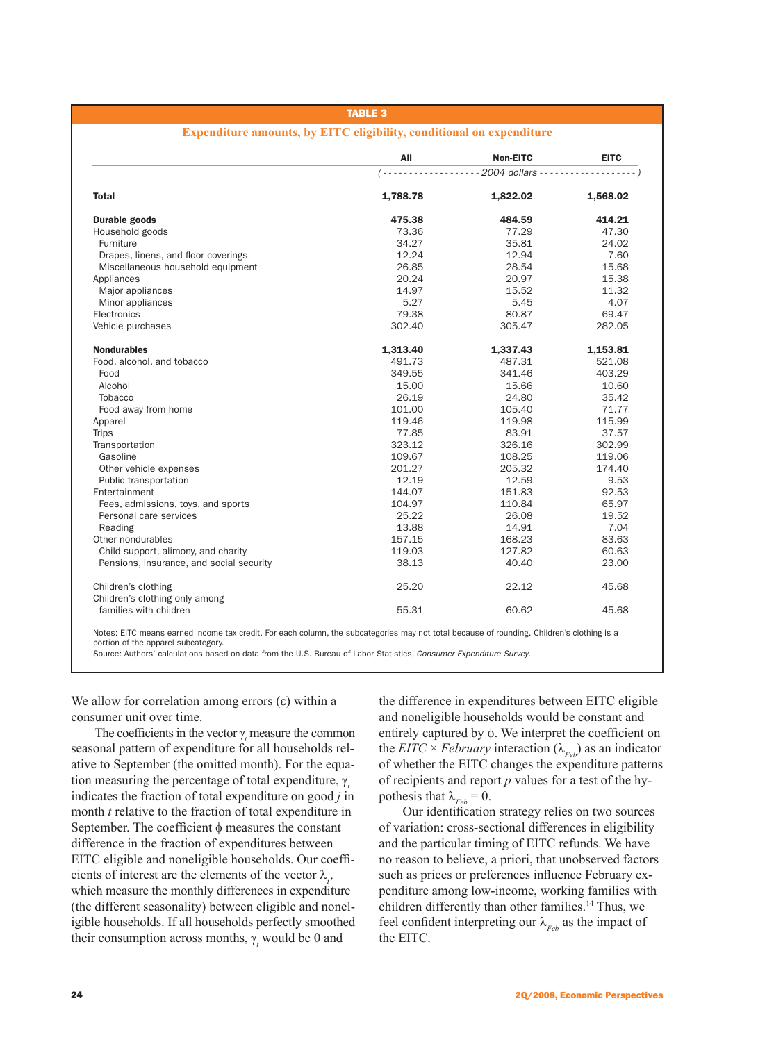**TABLE 3**

**Expenditure amounts, by EITC eligibility, conditional on expenditure**

| | All | Non-EITC | EITC |
|---|---|---|---|
| | (------------------- 2004 dollars -------------------) | | |
| **Total** | **1,788.78** | **1,822.02** | **1,568.02** |
| **Durable goods** | **475.38** | **484.59** | **414.21** |
| Household goods | 73.36 | 77.29 | 47.30 |
| Furniture | 34.27 | 35.81 | 24.02 |
| Drapes, linens, and floor coverings | 12.24 | 12.94 | 7.60 |
| Miscellaneous household equipment | 26.85 | 28.54 | 15.68 |
| Appliances | 20.24 | 20.97 | 15.38 |
| Major appliances | 14.97 | 15.52 | 11.32 |
| Minor appliances | 5.27 | 5.45 | 4.07 |
| Electronics | 79.38 | 80.87 | 69.47 |
| Vehicle purchases | 302.40 | 305.47 | 282.05 |
| **Nondurables** | **1,313.40** | **1,337.43** | **1,153.81** |
| Food, alcohol, and tobacco | 491.73 | 487.31 | 521.08 |
| Food | 349.55 | 341.46 | 403.29 |
| Alcohol | 15.00 | 15.66 | 10.60 |
| Tobacco | 26.19 | 24.80 | 35.42 |
| Food away from home | 101.00 | 105.40 | 71.77 |
| Apparel | 119.46 | 119.98 | 115.99 |
| Trips | 77.85 | 83.91 | 37.57 |
| Transportation | 323.12 | 326.16 | 302.99 |
| Gasoline | 109.67 | 108.25 | 119.06 |
| Other vehicle expenses | 201.27 | 205.32 | 174.40 |
| Public transportation | 12.19 | 12.59 | 9.53 |
| Entertainment | 144.07 | 151.83 | 92.53 |
| Fees, admissions, toys, and sports | 104.97 | 110.84 | 65.97 |
| Personal care services | 25.22 | 26.08 | 19.52 |
| Reading | 13.88 | 14.91 | 7.04 |
| Other nondurables | 157.15 | 168.23 | 83.63 |
| Child support, alimony, and charity | 119.03 | 127.82 | 60.63 |
| Pensions, insurance, and social security | 38.13 | 40.40 | 23.00 |
| Children's clothing | 25.20 | 22.12 | 45.68 |
| Children's clothing only among families with children | 55.31 | 60.62 | 45.68 |

Notes: EITC means earned income tax credit. For each column, the subcategories may not total because of rounding. Children's clothing is a portion of the apparel subcategory.
Source: Authors' calculations based on data from the U.S. Bureau of Labor Statistics, *Consumer Expenditure Survey*.

We allow for correlation among errors ($\varepsilon$) within a consumer unit over time.

The coefficients in the vector $\gamma_t$ measure the common seasonal pattern of expenditure for all households relative to September (the omitted month). For the equation measuring the percentage of total expenditure, $\gamma_t$ indicates the fraction of total expenditure on good $j$ in month $t$ relative to the fraction of total expenditure in September. The coefficient $\phi$ measures the constant difference in the fraction of expenditures between EITC eligible and noneligible households. Our coefficients of interest are the elements of the vector $\lambda_t$, which measure the monthly differences in expenditure (the different seasonality) between eligible and noneligible households. If all households perfectly smoothed their consumption across months, $\gamma_t$ would be 0 and the difference in expenditures between EITC eligible and noneligible households would be constant and entirely captured by $\phi$. We interpret the coefficient on the *EITC* × *February* interaction ($\lambda_{Feb}$) as an indicator of whether the EITC changes the expenditure patterns of recipients and report *p* values for a test of the hypothesis that $\lambda_{Feb} = 0$.

Our identification strategy relies on two sources of variation: cross-sectional differences in eligibility and the particular timing of EITC refunds. We have no reason to believe, a priori, that unobserved factors such as prices or preferences influence February expenditure among low-income, working families with children differently than other families.[14] Thus, we feel confident interpreting our $\lambda_{Feb}$ as the impact of the EITC.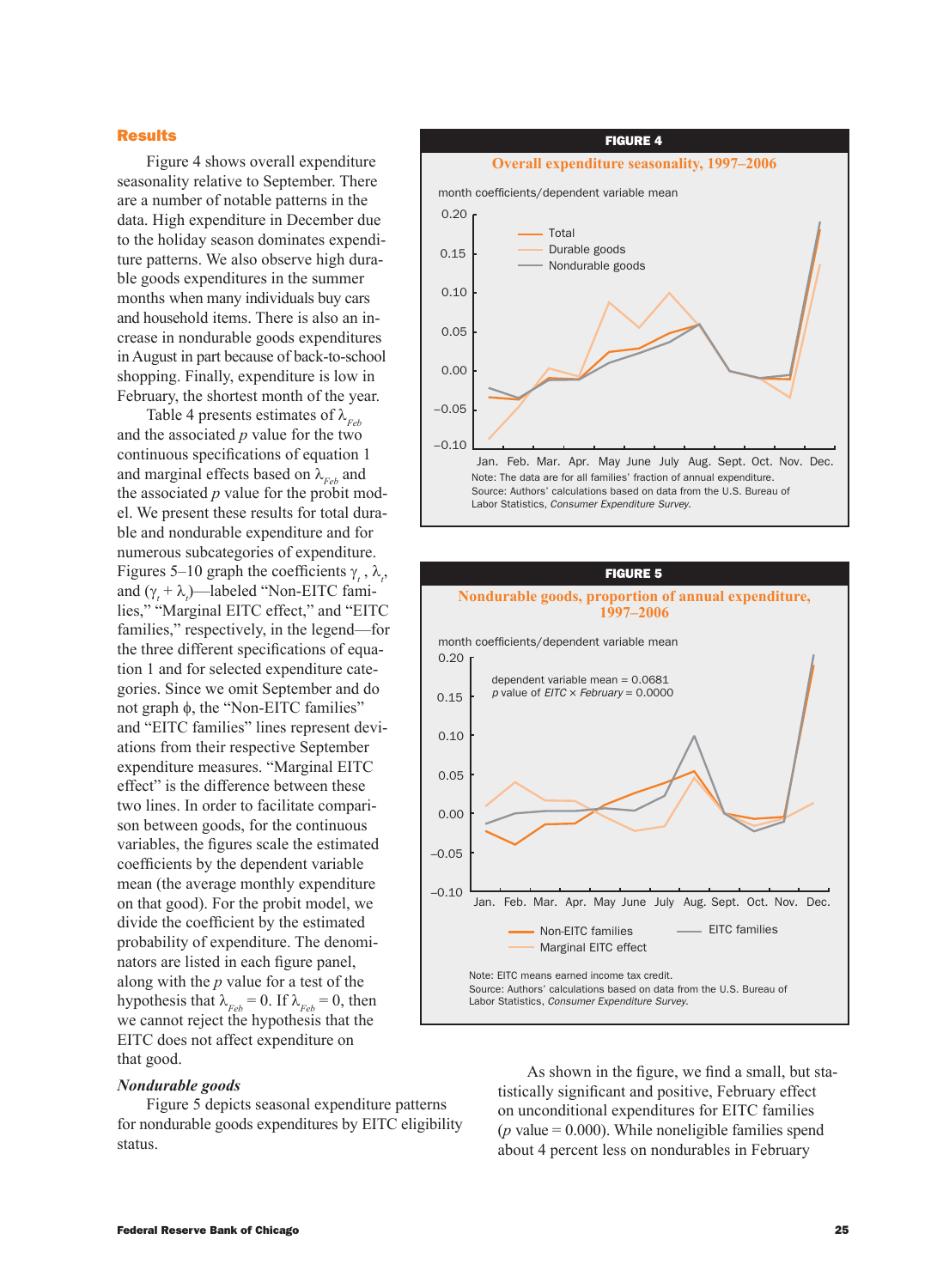## Results

Figure 4 shows overall expenditure seasonality relative to September. There are a number of notable patterns in the data. High expenditure in December due to the holiday season dominates expenditure patterns. We also observe high durable goods expenditures in the summer months when many individuals buy cars and household items. There is also an increase in nondurable goods expenditures in August in part because of back-to-school shopping. Finally, expenditure is low in February, the shortest month of the year.

Table 4 presents estimates of $\lambda_{Feb}$ and the associated *p* value for the two continuous specifications of equation 1 and marginal effects based on $\lambda_{Feb}$ and the associated *p* value for the probit model. We present these results for total durable and nondurable expenditure and for numerous subcategories of expenditure. Figures 5–10 graph the coefficients $\gamma_t$, $\lambda_t$, and $(\gamma_t + \lambda_t)$—labeled "Non-EITC families," "Marginal EITC effect," and "EITC families," respectively, in the legend—for the three different specifications of equation 1 and for selected expenditure categories. Since we omit September and do not graph $\phi$, the "Non-EITC families" and "EITC families" lines represent deviations from their respective September expenditure measures. "Marginal EITC effect" is the difference between these two lines. In order to facilitate comparison between goods, for the continuous variables, the figures scale the estimated coefficients by the dependent variable mean (the average monthly expenditure on that good). For the probit model, we divide the coefficient by the estimated probability of expenditure. The denominators are listed in each figure panel, along with the *p* value for a test of the hypothesis that $\lambda_{Feb} = 0$. If $\lambda_{Feb} = 0$, then we cannot reject the hypothesis that the EITC does not affect expenditure on that good.

**FIGURE 4**

**Overall expenditure seasonality, 1997–2006**

Note: The data are for all families' fraction of annual expenditure.
Source: Authors' calculations based on data from the U.S. Bureau of Labor Statistics, *Consumer Expenditure Survey*.

**FIGURE 5**

**Nondurable goods, proportion of annual expenditure, 1997–2006**

Note: EITC means earned income tax credit.
Source: Authors' calculations based on data from the U.S. Bureau of Labor Statistics, *Consumer Expenditure Survey*.

### *Nondurable goods*

Figure 5 depicts seasonal expenditure patterns for nondurable goods expenditures by EITC eligibility status.

As shown in the figure, we find a small, but statistically significant and positive, February effect on unconditional expenditures for EITC families ($p$ value = 0.000). While noneligible families spend about 4 percent less on nondurables in February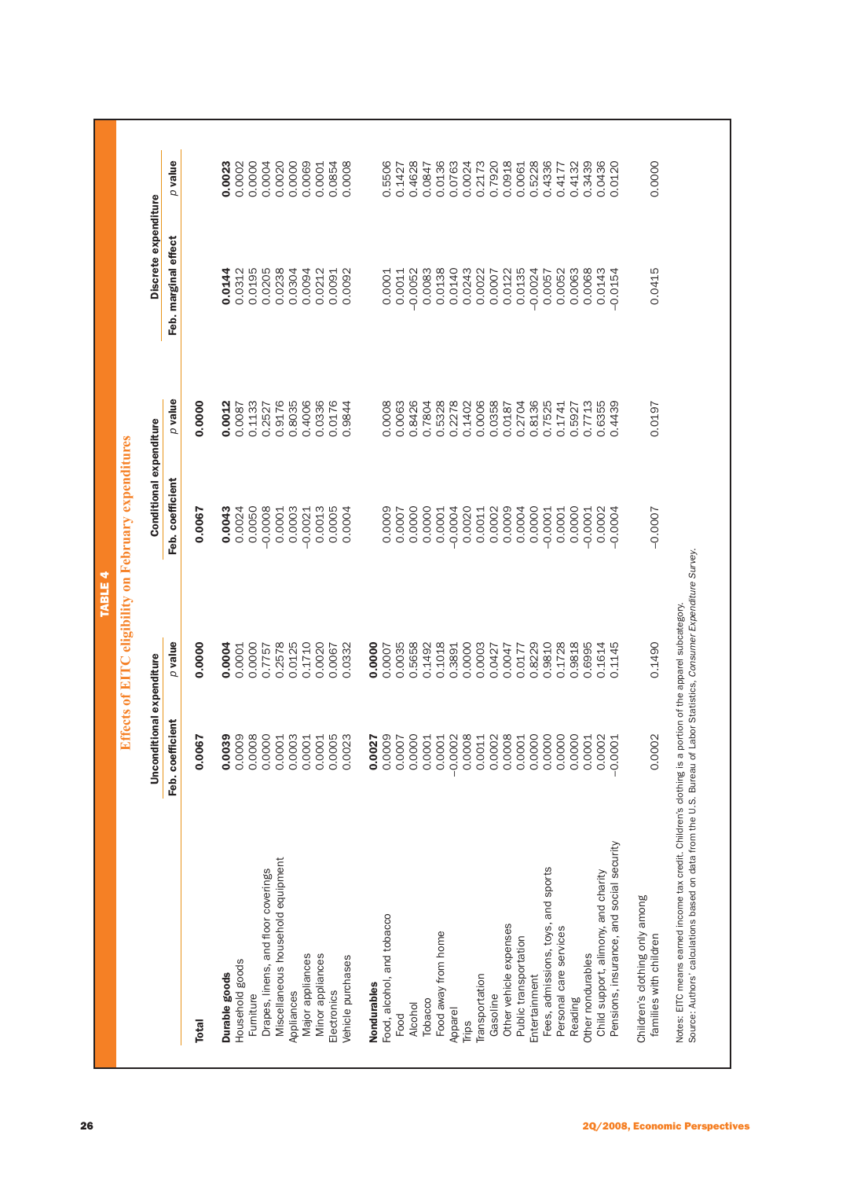**TABLE 4**

**Effects of EITC eligibility on February expenditures**

| | Unconditional expenditure | | Conditional expenditure | | Discrete expenditure | |
|---|---|---|---|---|---|---|
| | Feb. coefficient | p value | Feb. coefficient | p value | Feb. marginal effect | p value |
| **Total** | **0.0067** | **0.0000** | **0.0067** | **0.0000** | | |
| **Durable goods** | **0.0039** | **0.0004** | **0.0043** | **0.0012** | **0.0144** | **0.0023** |
| Household goods | 0.0009 | 0.0001 | 0.0024 | 0.0087 | 0.0312 | 0.0002 |
| Furniture | 0.0008 | 0.0000 | 0.0050 | 0.1133 | 0.0195 | 0.0000 |
| Drapes, linens, and floor coverings | 0.0000 | 0.7757 | –0.0008 | 0.2527 | 0.0205 | 0.0004 |
| Miscellaneous household equipment | 0.0001 | 0.2578 | 0.0001 | 0.9176 | 0.0238 | 0.0020 |
| Appliances | 0.0003 | 0.0125 | 0.0003 | 0.8035 | 0.0304 | 0.0000 |
| Major appliances | 0.0001 | 0.1710 | –0.0021 | 0.4006 | 0.0094 | 0.0069 |
| Minor appliances | 0.0001 | 0.0020 | 0.0013 | 0.0336 | 0.0212 | 0.0001 |
| Electronics | 0.0005 | 0.0067 | 0.0005 | 0.0176 | 0.0091 | 0.0854 |
| Vehicle purchases | 0.0023 | 0.0332 | 0.0004 | 0.9844 | 0.0092 | 0.0008 |
| **Nondurables** | **0.0027** | **0.0000** | | | | |
| Food, alcohol, and tobacco | 0.0009 | 0.0007 | 0.0009 | 0.0008 | 0.0001 | 0.5506 |
| Food | 0.0007 | 0.0035 | 0.0007 | 0.0063 | 0.0011 | 0.1427 |
| Alcohol | 0.0000 | 0.5658 | 0.0000 | 0.8426 | –0.0052 | 0.4628 |
| Tobacco | 0.0001 | 0.1492 | 0.0000 | 0.7804 | 0.0083 | 0.0847 |
| Food away from home | 0.0001 | 0.1018 | 0.0001 | 0.5328 | 0.0138 | 0.0136 |
| Apparel | –0.0002 | 0.3891 | –0.0004 | 0.2278 | 0.0140 | 0.0763 |
| Trips | 0.0008 | 0.0000 | 0.0020 | 0.1402 | 0.0243 | 0.0024 |
| Transportation | 0.0011 | 0.0003 | 0.0011 | 0.0006 | 0.0022 | 0.2173 |
| Gasoline | 0.0002 | 0.0427 | 0.0002 | 0.0358 | 0.0007 | 0.7920 |
| Other vehicle expenses | 0.0008 | 0.0047 | 0.0009 | 0.0187 | 0.0122 | 0.0918 |
| Public transportation | 0.0001 | 0.0177 | 0.0004 | 0.2704 | 0.0135 | 0.0061 |
| Entertainment | 0.0000 | 0.8229 | 0.0000 | 0.8136 | –0.0024 | 0.5228 |
| Fees, admissions, toys, and sports | 0.0000 | 0.9810 | –0.0001 | 0.7525 | 0.0057 | 0.4336 |
| Personal care services | 0.0000 | 0.1728 | 0.0001 | 0.1741 | 0.0052 | 0.4177 |
| Reading | 0.0000 | 0.9818 | 0.0000 | 0.5927 | 0.0063 | 0.4132 |
| Other nondurables | 0.0001 | 0.6995 | –0.0001 | 0.7713 | 0.0068 | 0.3439 |
| Child support, alimony, and charity | 0.0002 | 0.1614 | 0.0002 | 0.6355 | 0.0143 | 0.0436 |
| Pensions, insurance, and social security | –0.0001 | 0.1145 | –0.0004 | 0.4439 | –0.0154 | 0.0120 |
| Children's clothing only among families with children | 0.0002 | 0.1490 | –0.0007 | 0.0197 | 0.0415 | 0.0000 |

Notes: EITC means earned income tax credit. Children's clothing is a portion of the apparel subcategory.
Source: Authors' calculations based on data from the U.S. Bureau of Labor Statistics, *Consumer Expenditure Survey*.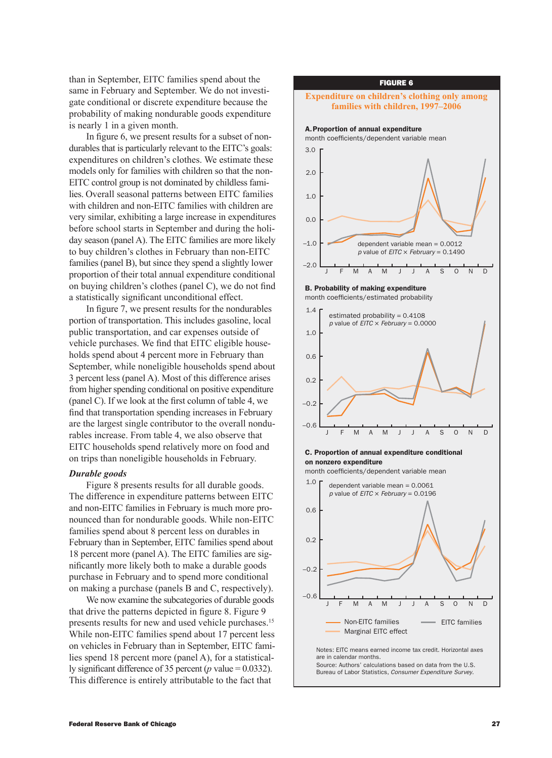than in September, EITC families spend about the same in February and September. We do not investigate conditional or discrete expenditure because the probability of making nondurable goods expenditure is nearly 1 in a given month.

In figure 6, we present results for a subset of nondurables that is particularly relevant to the EITC's goals: expenditures on children's clothes. We estimate these models only for families with children so that the non-EITC control group is not dominated by childless families. Overall seasonal patterns between EITC families with children and non-EITC families with children are very similar, exhibiting a large increase in expenditures before school starts in September and during the holiday season (panel A). The EITC families are more likely to buy children's clothes in February than non-EITC families (panel B), but since they spend a slightly lower proportion of their total annual expenditure conditional on buying children's clothes (panel C), we do not find a statistically significant unconditional effect.

In figure 7, we present results for the nondurables portion of transportation. This includes gasoline, local public transportation, and car expenses outside of vehicle purchases. We find that EITC eligible households spend about 4 percent more in February than September, while noneligible households spend about 3 percent less (panel A). Most of this difference arises from higher spending conditional on positive expenditure (panel C). If we look at the first column of table 4, we find that transportation spending increases in February are the largest single contributor to the overall nondurables increase. From table 4, we also observe that EITC households spend relatively more on food and on trips than noneligible households in February.

### *Durable goods*

Figure 8 presents results for all durable goods. The difference in expenditure patterns between EITC and non-EITC families in February is much more pronounced than for nondurable goods. While non-EITC families spend about 8 percent less on durables in February than in September, EITC families spend about 18 percent more (panel A). The EITC families are significantly more likely both to make a durable goods purchase in February and to spend more conditional on making a purchase (panels B and C, respectively).

We now examine the subcategories of durable goods that drive the patterns depicted in figure 8. Figure 9 presents results for new and used vehicle purchases.[15] While non-EITC families spend about 17 percent less on vehicles in February than in September, EITC families spend 18 percent more (panel A), for a statistically significant difference of 35 percent ($p$ value = 0.0332). This difference is entirely attributable to the fact that

**FIGURE 6**

**Expenditure on children's clothing only among families with children, 1997–2006**

**A. Proportion of annual expenditure**
month coefficients/dependent variable mean

dependent variable mean = 0.0012
*p* value of *EITC* × *February* = 0.1490

**B. Probability of making expenditure**
month coefficients/estimated probability

estimated probability = 0.4108
*p* value of *EITC* × *February* = 0.0000

**C. Proportion of annual expenditure conditional on nonzero expenditure**
month coefficients/dependent variable mean

dependent variable mean = 0.0061
*p* value of *EITC* × *February* = 0.0196

Non-EITC families — EITC families — Marginal EITC effect

Notes: EITC means earned income tax credit. Horizontal axes are in calendar months.
Source: Authors' calculations based on data from the U.S. Bureau of Labor Statistics, *Consumer Expenditure Survey*.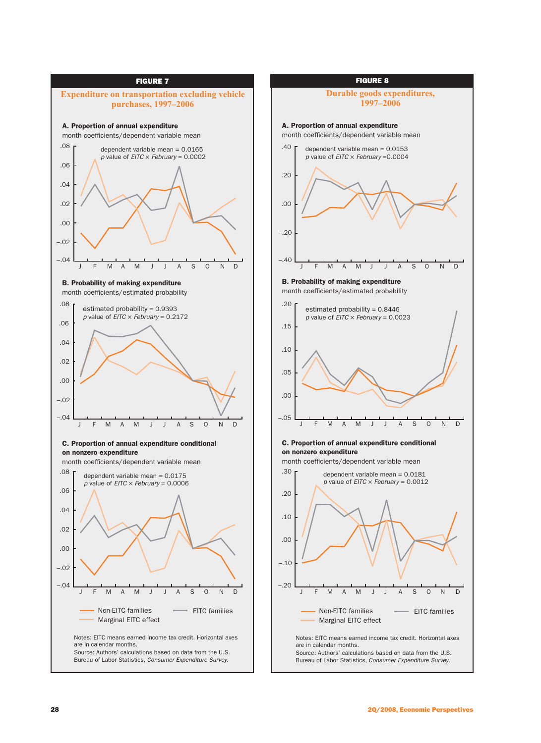**FIGURE 7**

## Expenditure on transportation excluding vehicle purchases, 1997–2006

**A. Proportion of annual expenditure**

month coefficients/dependent variable mean

dependent variable mean = 0.0165
$p$ value of *EITC* × *February* = 0.0002

**B. Probability of making expenditure**

month coefficients/estimated probability

estimated probability = 0.9393
$p$ value of *EITC* × *February* = 0.2172

**C. Proportion of annual expenditure conditional on nonzero expenditure**

month coefficients/dependent variable mean

dependent variable mean = 0.0175
$p$ value of *EITC* × *February* = 0.0006

Non-EITC families — EITC families — Marginal EITC effect

Notes: EITC means earned income tax credit. Horizontal axes are in calendar months.
Source: Authors' calculations based on data from the U.S. Bureau of Labor Statistics, *Consumer Expenditure Survey*.

**FIGURE 8**

## Durable goods expenditures, 1997–2006

**A. Proportion of annual expenditure**

month coefficients/dependent variable mean

dependent variable mean = 0.0153
$p$ value of *EITC* × *February* =0.0004

**B. Probability of making expenditure**

month coefficients/estimated probability

estimated probability = 0.8446
$p$ value of *EITC* × *February* = 0.0023

**C. Proportion of annual expenditure conditional on nonzero expenditure**

month coefficients/dependent variable mean

dependent variable mean = 0.0181
$p$ value of *EITC* × *February* = 0.0012

Non-EITC families — EITC families — Marginal EITC effect

Notes: EITC means earned income tax credit. Horizontal axes are in calendar months.
Source: Authors' calculations based on data from the U.S. Bureau of Labor Statistics, *Consumer Expenditure Survey*.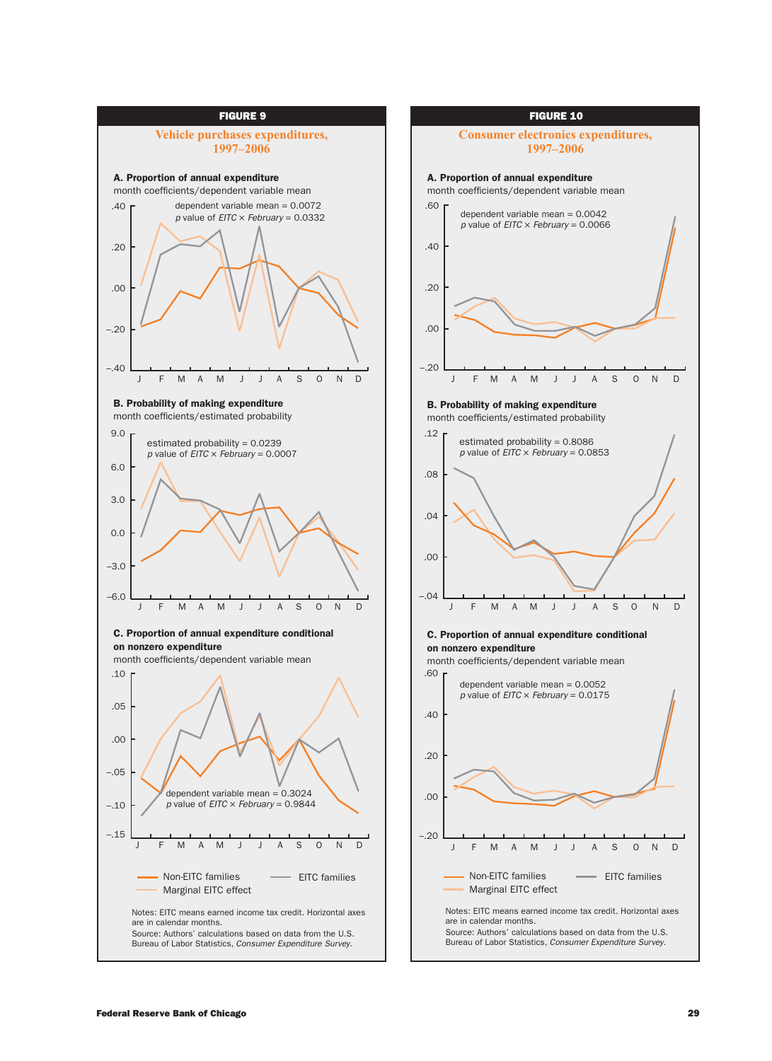**FIGURE 9**

**Vehicle purchases expenditures, 1997–2006**

**A. Proportion of annual expenditure**
month coefficients/dependent variable mean

dependent variable mean = 0.0072
*p* value of *EITC* × *February* = 0.0332

**B. Probability of making expenditure**
month coefficients/estimated probability

estimated probability = 0.0239
*p* value of *EITC* × *February* = 0.0007

**C. Proportion of annual expenditure conditional on nonzero expenditure**
month coefficients/dependent variable mean

dependent variable mean = 0.3024
*p* value of *EITC* × *February* = 0.9844

Non-EITC families — EITC families — Marginal EITC effect

Notes: EITC means earned income tax credit. Horizontal axes are in calendar months.
Source: Authors' calculations based on data from the U.S. Bureau of Labor Statistics, *Consumer Expenditure Survey*.

**FIGURE 10**

**Consumer electronics expenditures, 1997–2006**

**A. Proportion of annual expenditure**
month coefficients/dependent variable mean

dependent variable mean = 0.0042
*p* value of *EITC* × *February* = 0.0066

**B. Probability of making expenditure**
month coefficients/estimated probability

estimated probability = 0.8086
*p* value of *EITC* × *February* = 0.0853

**C. Proportion of annual expenditure conditional on nonzero expenditure**
month coefficients/dependent variable mean

dependent variable mean = 0.0052
*p* value of *EITC* × *February* = 0.0175

Non-EITC families — EITC families — Marginal EITC effect

Notes: EITC means earned income tax credit. Horizontal axes are in calendar months.
Source: Authors' calculations based on data from the U.S. Bureau of Labor Statistics, *Consumer Expenditure Survey*.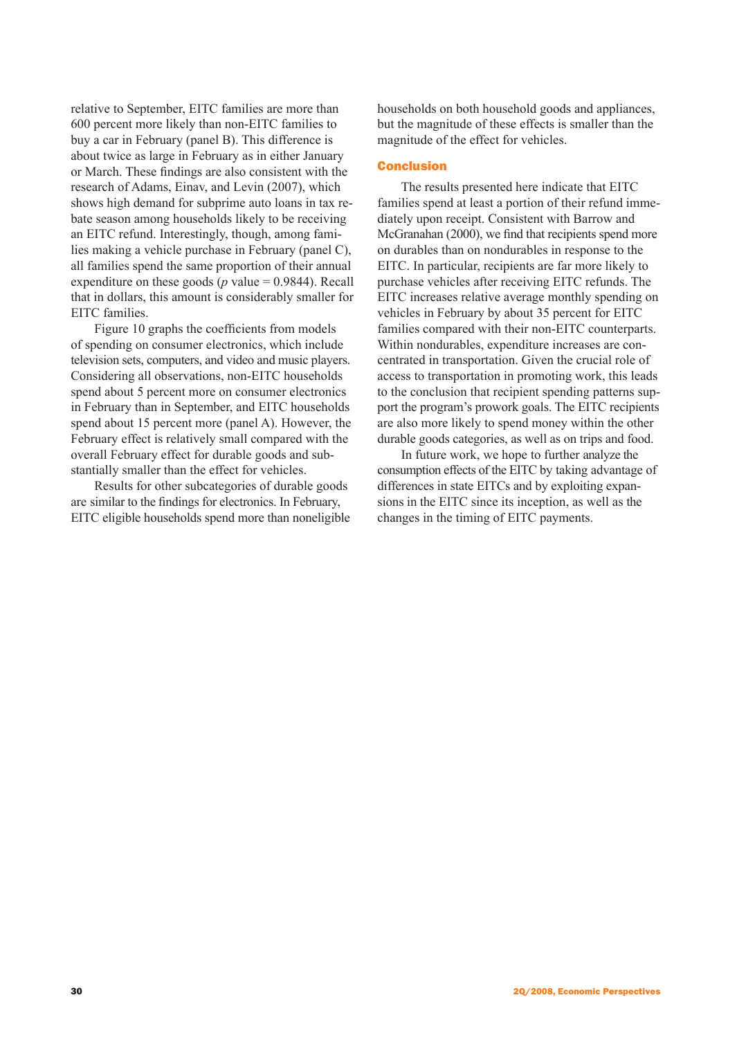relative to September, EITC families are more than 600 percent more likely than non-EITC families to buy a car in February (panel B). This difference is about twice as large in February as in either January or March. These findings are also consistent with the research of Adams, Einav, and Levin (2007), which shows high demand for subprime auto loans in tax rebate season among households likely to be receiving an EITC refund. Interestingly, though, among families making a vehicle purchase in February (panel C), all families spend the same proportion of their annual expenditure on these goods ($p$ value = 0.9844). Recall that in dollars, this amount is considerably smaller for EITC families.

Figure 10 graphs the coefficients from models of spending on consumer electronics, which include television sets, computers, and video and music players. Considering all observations, non-EITC households spend about 5 percent more on consumer electronics in February than in September, and EITC households spend about 15 percent more (panel A). However, the February effect is relatively small compared with the overall February effect for durable goods and substantially smaller than the effect for vehicles.

Results for other subcategories of durable goods are similar to the findings for electronics. In February, EITC eligible households spend more than noneligible households on both household goods and appliances, but the magnitude of these effects is smaller than the magnitude of the effect for vehicles.

## Conclusion

The results presented here indicate that EITC families spend at least a portion of their refund immediately upon receipt. Consistent with Barrow and McGranahan (2000), we find that recipients spend more on durables than on nondurables in response to the EITC. In particular, recipients are far more likely to purchase vehicles after receiving EITC refunds. The EITC increases relative average monthly spending on vehicles in February by about 35 percent for EITC families compared with their non-EITC counterparts. Within nondurables, expenditure increases are concentrated in transportation. Given the crucial role of access to transportation in promoting work, this leads to the conclusion that recipient spending patterns support the program's prowork goals. The EITC recipients are also more likely to spend money within the other durable goods categories, as well as on trips and food.

In future work, we hope to further analyze the consumption effects of the EITC by taking advantage of differences in state EITCs and by exploiting expansions in the EITC since its inception, as well as the changes in the timing of EITC payments.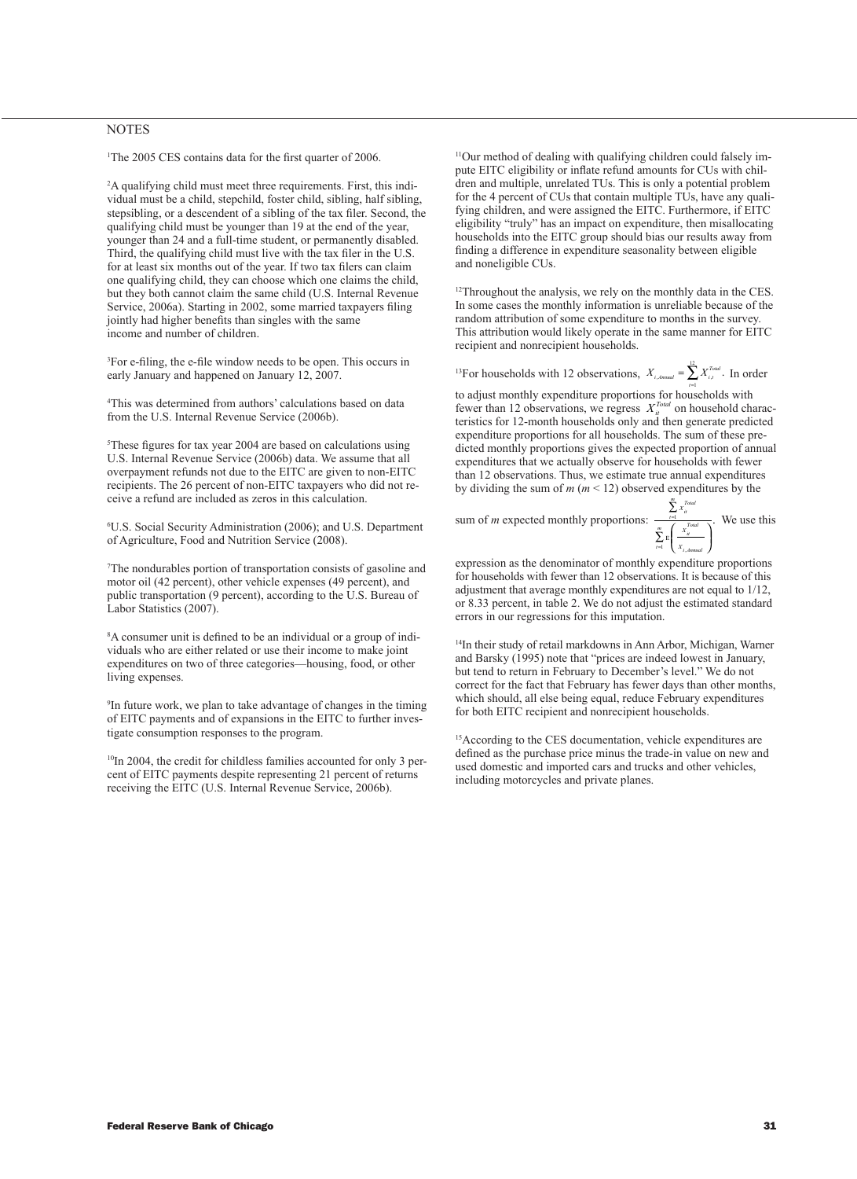## NOTES

[1]The 2005 CES contains data for the first quarter of 2006.

[2]A qualifying child must meet three requirements. First, this individual must be a child, stepchild, foster child, sibling, half sibling, stepsibling, or a descendent of a sibling of the tax filer. Second, the qualifying child must be younger than 19 at the end of the year, younger than 24 and a full-time student, or permanently disabled. Third, the qualifying child must live with the tax filer in the U.S. for at least six months out of the year. If two tax filers can claim one qualifying child, they can choose which one claims the child, but they both cannot claim the same child (U.S. Internal Revenue Service, 2006a). Starting in 2002, some married taxpayers filing jointly had higher benefits than singles with the same income and number of children.

[3]For e-filing, the e-file window needs to be open. This occurs in early January and happened on January 12, 2007.

[4]This was determined from authors' calculations based on data from the U.S. Internal Revenue Service (2006b).

[5]These figures for tax year 2004 are based on calculations using U.S. Internal Revenue Service (2006b) data. We assume that all overpayment refunds not due to the EITC are given to non-EITC recipients. The 26 percent of non-EITC taxpayers who did not receive a refund are included as zeros in this calculation.

[6]U.S. Social Security Administration (2006); and U.S. Department of Agriculture, Food and Nutrition Service (2008).

[7]The nondurables portion of transportation consists of gasoline and motor oil (42 percent), other vehicle expenses (49 percent), and public transportation (9 percent), according to the U.S. Bureau of Labor Statistics (2007).

[8]A consumer unit is defined to be an individual or a group of individuals who are either related or use their income to make joint expenditures on two of three categories—housing, food, or other living expenses.

[9]In future work, we plan to take advantage of changes in the timing of EITC payments and of expansions in the EITC to further investigate consumption responses to the program.

[10]In 2004, the credit for childless families accounted for only 3 percent of EITC payments despite representing 21 percent of returns receiving the EITC (U.S. Internal Revenue Service, 2006b).

[11]Our method of dealing with qualifying children could falsely impute EITC eligibility or inflate refund amounts for CUs with children and multiple, unrelated TUs. This is only a potential problem for the 4 percent of CUs that contain multiple TUs, have any qualifying children, and were assigned the EITC. Furthermore, if EITC eligibility "truly" has an impact on expenditure, then misallocating households into the EITC group should bias our results away from finding a difference in expenditure seasonality between eligible and noneligible CUs.

[12]Throughout the analysis, we rely on the monthly data in the CES. In some cases the monthly information is unreliable because of the random attribution of some expenditure to months in the survey. This attribution would likely operate in the same manner for EITC recipient and nonrecipient households.

[13]For households with 12 observations, $X_{i,Annual} = \sum_{t=1}^{12} X_{i,t}^{Total}$. In order to adjust monthly expenditure proportions for households with fewer than 12 observations, we regress $X_{it}^{Total}$ on household characteristics for 12-month households only and then generate predicted expenditure proportions for all households. The sum of these predicted monthly proportions gives the expected proportion of annual expenditures that we actually observe for households with fewer than 12 observations. Thus, we estimate true annual expenditures by dividing the sum of $m$ ($m < 12$) observed expenditures by the sum of $m$ expected monthly proportions: $\frac{\sum_{t=1}^{m} x_{it}^{Total}}{\sum_{t=1}^{m} \mathrm{E}\left(\frac{x_{it}^{Total}}{x_{i,Annual}}\right)}$. We use this expression as the denominator of monthly expenditure proportions for households with fewer than 12 observations. It is because of this adjustment that average monthly expenditures are not equal to 1/12, or 8.33 percent, in table 2. We do not adjust the estimated standard errors in our regressions for this imputation.

[14]In their study of retail markdowns in Ann Arbor, Michigan, Warner and Barsky (1995) note that "prices are indeed lowest in January, but tend to return in February to December's level." We do not correct for the fact that February has fewer days than other months, which should, all else being equal, reduce February expenditures for both EITC recipient and nonrecipient households.

[15]According to the CES documentation, vehicle expenditures are defined as the purchase price minus the trade-in value on new and used domestic and imported cars and trucks and other vehicles, including motorcycles and private planes.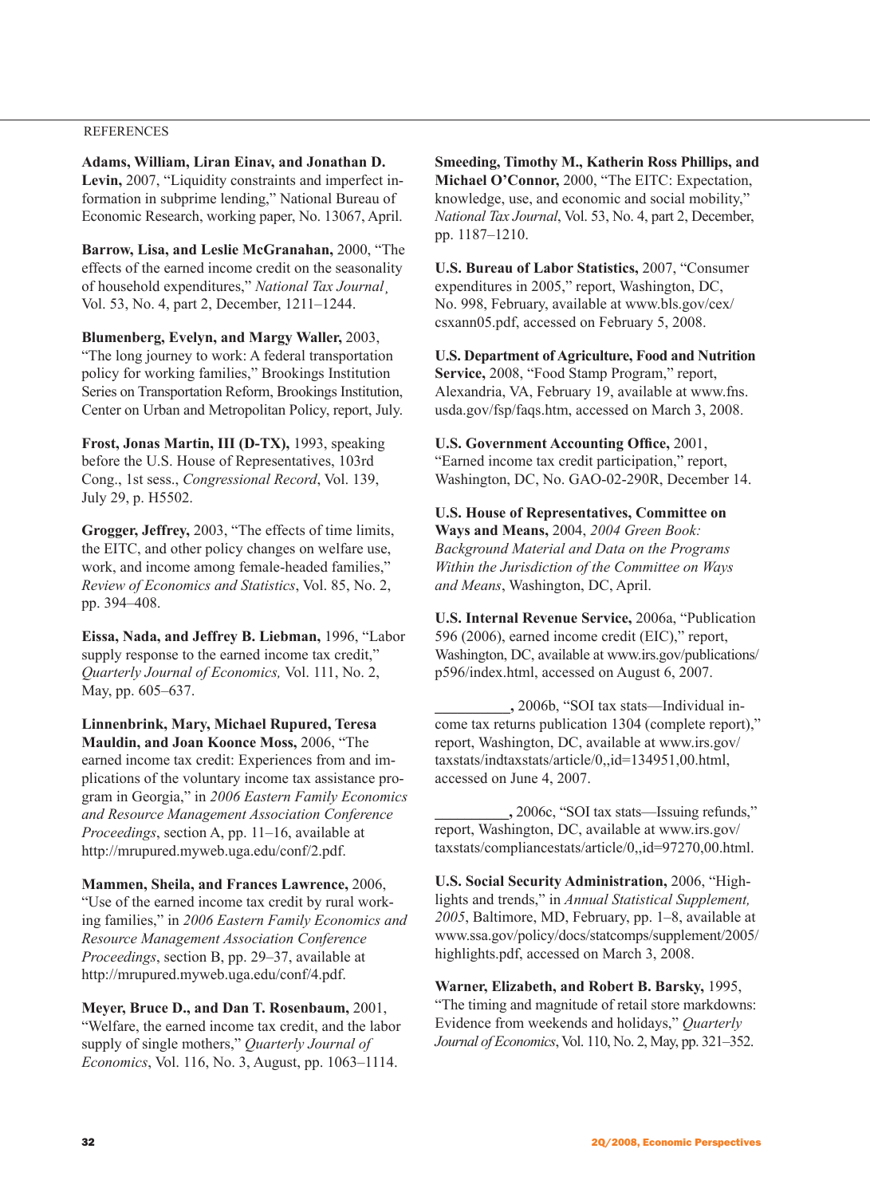REFERENCES

**Adams, William, Liran Einav, and Jonathan D. Levin,** 2007, "Liquidity constraints and imperfect information in subprime lending," National Bureau of Economic Research, working paper, No. 13067, April.

**Barrow, Lisa, and Leslie McGranahan,** 2000, "The effects of the earned income credit on the seasonality of household expenditures," *National Tax Journal*, Vol. 53, No. 4, part 2, December, 1211–1244.

**Blumenberg, Evelyn, and Margy Waller,** 2003, "The long journey to work: A federal transportation policy for working families," Brookings Institution Series on Transportation Reform, Brookings Institution, Center on Urban and Metropolitan Policy, report, July.

**Frost, Jonas Martin, III (D-TX),** 1993, speaking before the U.S. House of Representatives, 103rd Cong., 1st sess., *Congressional Record*, Vol. 139, July 29, p. H5502.

**Grogger, Jeffrey,** 2003, "The effects of time limits, the EITC, and other policy changes on welfare use, work, and income among female-headed families," *Review of Economics and Statistics*, Vol. 85, No. 2, pp. 394–408.

**Eissa, Nada, and Jeffrey B. Liebman,** 1996, "Labor supply response to the earned income tax credit," *Quarterly Journal of Economics,* Vol. 111, No. 2, May, pp. 605–637.

**Linnenbrink, Mary, Michael Rupured, Teresa Mauldin, and Joan Koonce Moss,** 2006, "The earned income tax credit: Experiences from and implications of the voluntary income tax assistance program in Georgia," in *2006 Eastern Family Economics and Resource Management Association Conference Proceedings*, section A, pp. 11–16, available at http://mrupured.myweb.uga.edu/conf/2.pdf.

**Mammen, Sheila, and Frances Lawrence,** 2006, "Use of the earned income tax credit by rural working families," in *2006 Eastern Family Economics and Resource Management Association Conference Proceedings*, section B, pp. 29–37, available at http://mrupured.myweb.uga.edu/conf/4.pdf.

**Meyer, Bruce D., and Dan T. Rosenbaum,** 2001, "Welfare, the earned income tax credit, and the labor supply of single mothers," *Quarterly Journal of Economics*, Vol. 116, No. 3, August, pp. 1063–1114.

**Smeeding, Timothy M., Katherin Ross Phillips, and Michael O'Connor,** 2000, "The EITC: Expectation, knowledge, use, and economic and social mobility," *National Tax Journal*, Vol. 53, No. 4, part 2, December, pp. 1187–1210.

**U.S. Bureau of Labor Statistics,** 2007, "Consumer expenditures in 2005," report, Washington, DC, No. 998, February, available at www.bls.gov/cex/csxann05.pdf, accessed on February 5, 2008.

**U.S. Department of Agriculture, Food and Nutrition Service,** 2008, "Food Stamp Program," report, Alexandria, VA, February 19, available at www.fns.usda.gov/fsp/faqs.htm, accessed on March 3, 2008.

**U.S. Government Accounting Office,** 2001, "Earned income tax credit participation," report, Washington, DC, No. GAO-02-290R, December 14.

**U.S. House of Representatives, Committee on Ways and Means,** 2004, *2004 Green Book: Background Material and Data on the Programs Within the Jurisdiction of the Committee on Ways and Means*, Washington, DC, April.

**U.S. Internal Revenue Service,** 2006a, "Publication 596 (2006), earned income credit (EIC)," report, Washington, DC, available at www.irs.gov/publications/p596/index.html, accessed on August 6, 2007.

**__________,** 2006b, "SOI tax stats—Individual income tax returns publication 1304 (complete report)," report, Washington, DC, available at www.irs.gov/taxstats/indtaxstats/article/0,,id=134951,00.html, accessed on June 4, 2007.

**__________,** 2006c, "SOI tax stats—Issuing refunds," report, Washington, DC, available at www.irs.gov/taxstats/compliancestats/article/0,,id=97270,00.html.

**U.S. Social Security Administration,** 2006, "Highlights and trends," in *Annual Statistical Supplement, 2005*, Baltimore, MD, February, pp. 1–8, available at www.ssa.gov/policy/docs/statcomps/supplement/2005/highlights.pdf, accessed on March 3, 2008.

**Warner, Elizabeth, and Robert B. Barsky,** 1995, "The timing and magnitude of retail store markdowns: Evidence from weekends and holidays," *Quarterly Journal of Economics*, Vol. 110, No. 2, May, pp. 321–352.